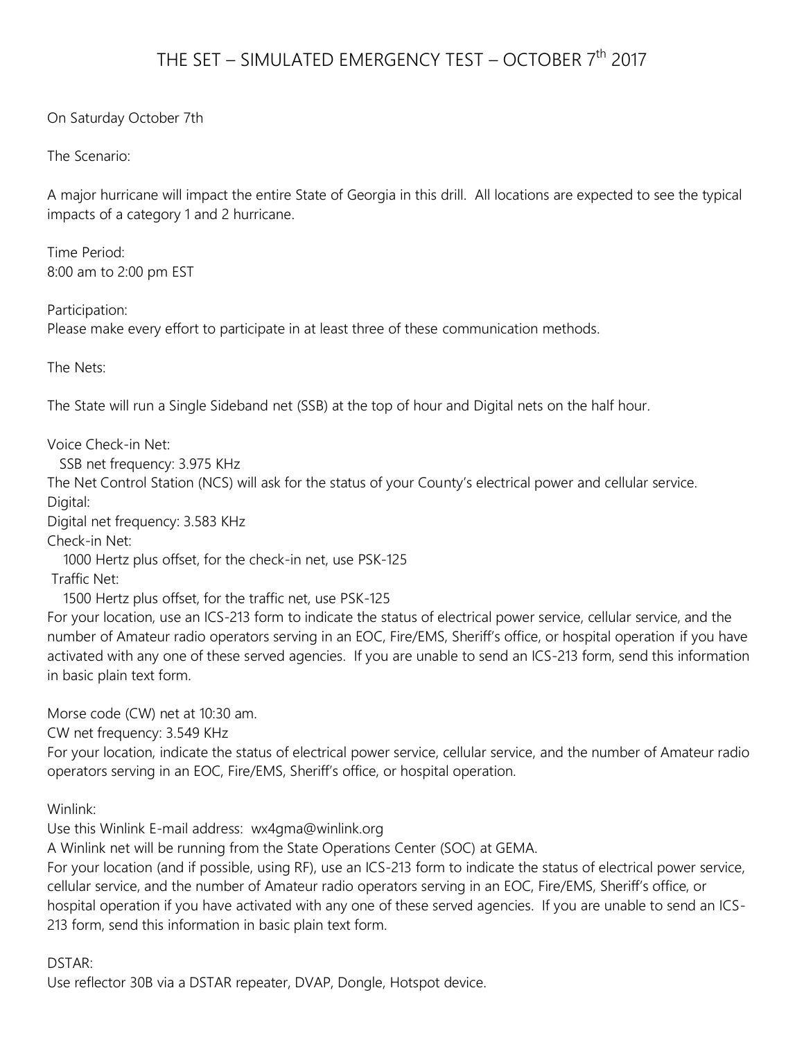# THE SET – SIMULATED EMERGENCY TEST – OCTOBER 7th 2017

On Saturday October 7th

The Scenario:

A major hurricane will impact the entire State of Georgia in this drill. All locations are expected to see the typical impacts of a category 1 and 2 hurricane.

Time Period:
8:00 am to 2:00 pm EST

Participation:
Please make every effort to participate in at least three of these communication methods.

The Nets:

The State will run a Single Sideband net (SSB) at the top of hour and Digital nets on the half hour.

Voice Check-in Net:
SSB net frequency: 3.975 KHz
The Net Control Station (NCS) will ask for the status of your County's electrical power and cellular service.
Digital:
Digital net frequency: 3.583 KHz
Check-in Net:
1000 Hertz plus offset, for the check-in net, use PSK-125
Traffic Net:
1500 Hertz plus offset, for the traffic net, use PSK-125
For your location, use an ICS-213 form to indicate the status of electrical power service, cellular service, and the number of Amateur radio operators serving in an EOC, Fire/EMS, Sheriff's office, or hospital operation if you have activated with any one of these served agencies. If you are unable to send an ICS-213 form, send this information in basic plain text form.

Morse code (CW) net at 10:30 am.
CW net frequency: 3.549 KHz
For your location, indicate the status of electrical power service, cellular service, and the number of Amateur radio operators serving in an EOC, Fire/EMS, Sheriff's office, or hospital operation.

Winlink:
Use this Winlink E-mail address: wx4gma@winlink.org
A Winlink net will be running from the State Operations Center (SOC) at GEMA.
For your location (and if possible, using RF), use an ICS-213 form to indicate the status of electrical power service, cellular service, and the number of Amateur radio operators serving in an EOC, Fire/EMS, Sheriff's office, or hospital operation if you have activated with any one of these served agencies. If you are unable to send an ICS-213 form, send this information in basic plain text form.

DSTAR:
Use reflector 30B via a DSTAR repeater, DVAP, Dongle, Hotspot device.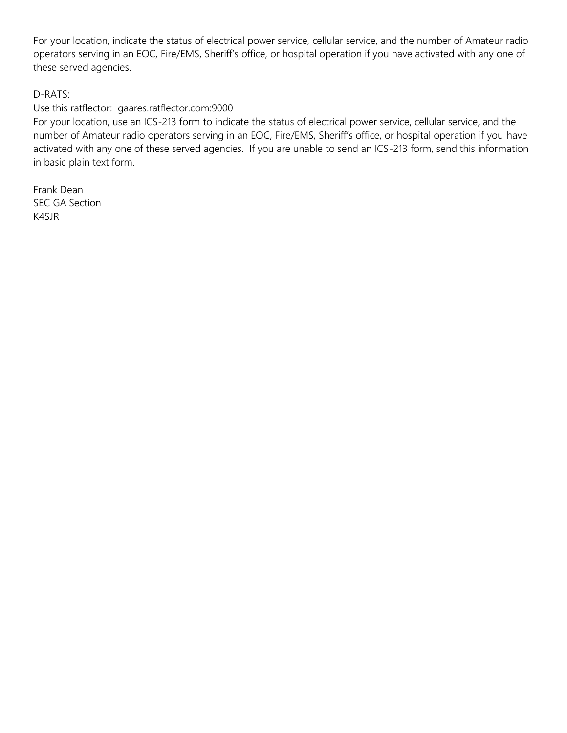For your location, indicate the status of electrical power service, cellular service, and the number of Amateur radio operators serving in an EOC, Fire/EMS, Sheriff's office, or hospital operation if you have activated with any one of these served agencies.

D-RATS:

Use this ratflector: gaares.ratflector.com:9000

For your location, use an ICS-213 form to indicate the status of electrical power service, cellular service, and the number of Amateur radio operators serving in an EOC, Fire/EMS, Sheriff's office, or hospital operation if you have activated with any one of these served agencies. If you are unable to send an ICS-213 form, send this information in basic plain text form.

Frank Dean
SEC GA Section
K4SJR